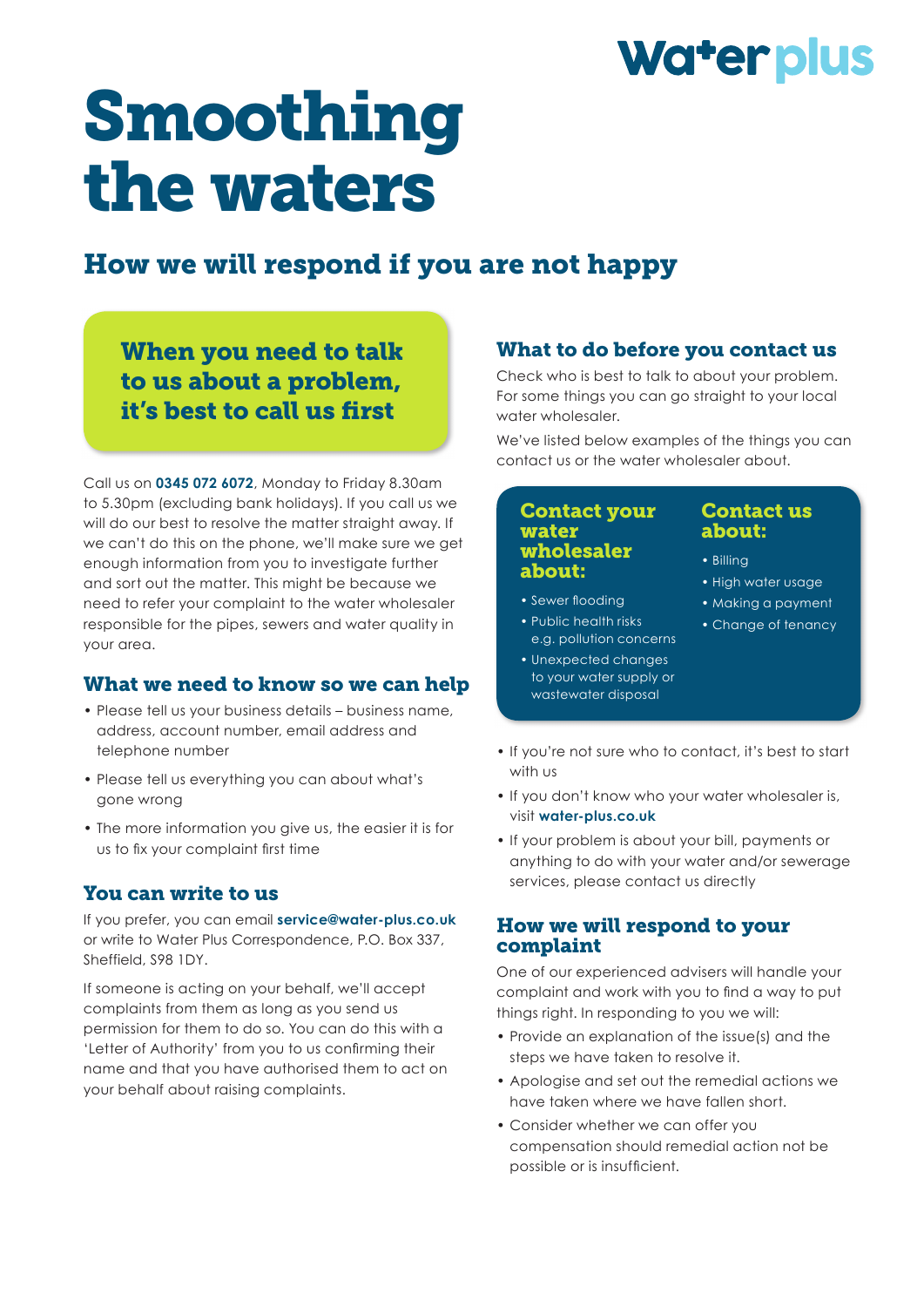# Smoothing the waters

## How we will respond if you are not happy

### When you need to talk to us about a problem, it's best to call us first

Call us on **0345 072 6072**, Monday to Friday 8.30am to 5.30pm (excluding bank holidays). If you call us we will do our best to resolve the matter straight away. If we can't do this on the phone, we'll make sure we get enough information from you to investigate further and sort out the matter. This might be because we need to refer your complaint to the water wholesaler responsible for the pipes, sewers and water quality in your area.

### What we need to know so we can help

- Please tell us your business details – business name, address, account number, email address and telephone number
- Please tell us everything you can about what's gone wrong
- The more information you give us, the easier it is for us to fix your complaint first time

### You can write to us

If you prefer, you can email **service@water-plus.co.uk** or write to Water Plus Correspondence, P.O. Box 337, Sheffield, S98 1DY.

If someone is acting on your behalf, we'll accept complaints from them as long as you send us permission for them to do so. You can do this with a 'Letter of Authority' from you to us confirming their name and that you have authorised them to act on your behalf about raising complaints.

### What to do before you contact us

Check who is best to talk to about your problem. For some things you can go straight to your local water wholesaler.

We've listed below examples of the things you can contact us or the water wholesaler about.

**Contact your water wholesaler about:**

- Sewer flooding
- Public health risks e.g. pollution concerns
- Unexpected changes to your water supply or wastewater disposal

**Contact us about:**

- Billing
- High water usage
- Making a payment
- Change of tenancy

- If you're not sure who to contact, it's best to start with us
- If you don't know who your water wholesaler is, visit **water-plus.co.uk**
- If your problem is about your bill, payments or anything to do with your water and/or sewerage services, please contact us directly

### How we will respond to your complaint

One of our experienced advisers will handle your complaint and work with you to find a way to put things right. In responding to you we will:

- Provide an explanation of the issue(s) and the steps we have taken to resolve it.
- Apologise and set out the remedial actions we have taken where we have fallen short.
- Consider whether we can offer you compensation should remedial action not be possible or is insufficient.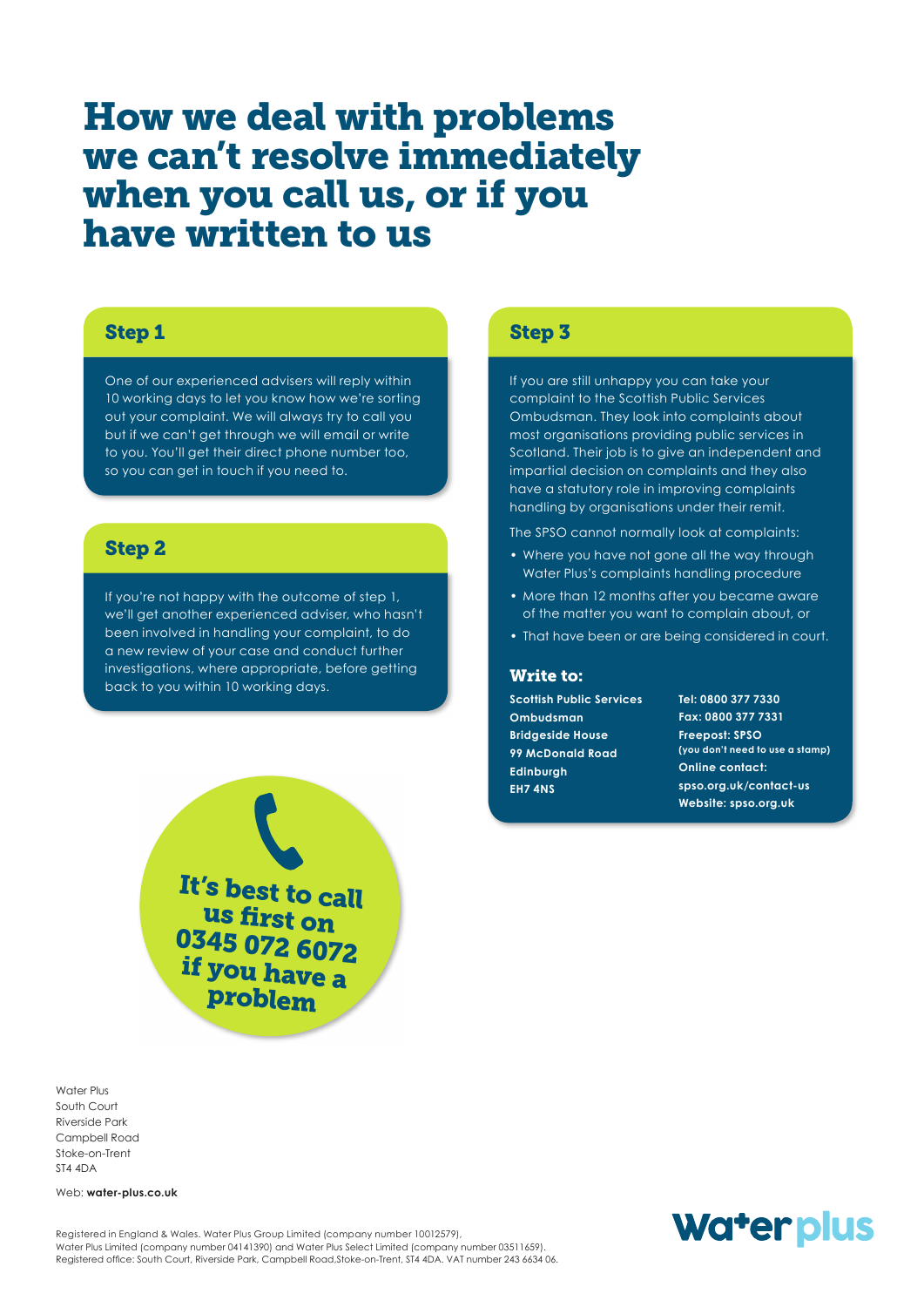# How we deal with problems we can't resolve immediately when you call us, or if you have written to us

## Step 1

One of our experienced advisers will reply within 10 working days to let you know how we're sorting out your complaint. We will always try to call you but if we can't get through we will email or write to you. You'll get their direct phone number too, so you can get in touch if you need to.

## Step 2

If you're not happy with the outcome of step 1, we'll get another experienced adviser, who hasn't been involved in handling your complaint, to do a new review of your case and conduct further investigations, where appropriate, before getting back to you within 10 working days.

**It's best to call us first on 0345 072 6072 if you have a problem**

## Step 3

If you are still unhappy you can take your complaint to the Scottish Public Services Ombudsman. They look into complaints about most organisations providing public services in Scotland. Their job is to give an independent and impartial decision on complaints and they also have a statutory role in improving complaints handling by organisations under their remit.

The SPSO cannot normally look at complaints:

- Where you have not gone all the way through Water Plus's complaints handling procedure
- More than 12 months after you became aware of the matter you want to complain about, or
- That have been or are being considered in court.

### Write to:

**Scottish Public Services Ombudsman**
**Bridgeside House**
**99 McDonald Road**
**Edinburgh**
**EH7 4NS**

**Tel: 0800 377 7330**
**Fax: 0800 377 7331**
**Freepost: SPSO**
**(you don't need to use a stamp)**
**Online contact:**
**spso.org.uk/contact-us**
**Website: spso.org.uk**

Water Plus
South Court
Riverside Park
Campbell Road
Stoke-on-Trent
ST4 4DA

Web: **water-plus.co.uk**

Registered in England & Wales. Water Plus Group Limited (company number 10012579), Water Plus Limited (company number 04141390) and Water Plus Select Limited (company number 03511659). Registered office: South Court, Riverside Park, Campbell Road,Stoke-on-Trent, ST4 4DA. VAT number 243 6634 06.

Water plus